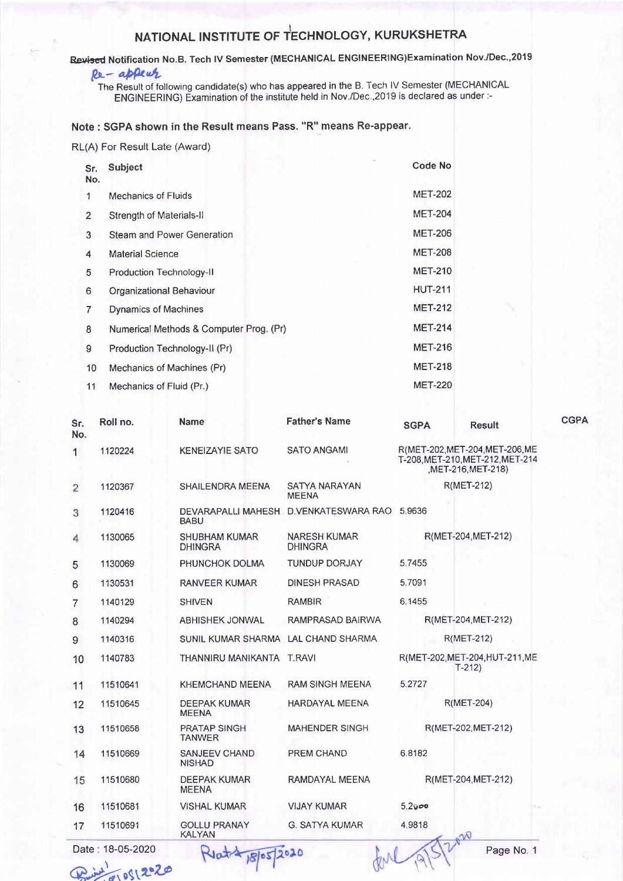# NATIONAL INSTITUTE OF TECHNOLOGY, KURUKSHETRA

**~~Revised~~ Notification No.B. Tech IV Semester (MECHANICAL ENGINEERING)Examination Nov./Dec.,2019**

*Re-appear*

The Result of following candidate(s) who has appeared in the B. Tech IV Semester (MECHANICAL ENGINEERING) Examination of the institute held in Nov./Dec.,2019 is declared as under :-

**Note : SGPA shown in the Result means Pass. "R" means Re-appear.**

RL(A) For Result Late (Award)

| Sr. No. | Subject | Code No |
|---|---|---|
| 1 | Mechanics of Fluids | MET-202 |
| 2 | Strength of Materials-II | MET-204 |
| 3 | Steam and Power Generation | MET-206 |
| 4 | Material Science | MET-208 |
| 5 | Production Technology-II | MET-210 |
| 6 | Organizational Behaviour | HUT-211 |
| 7 | Dynamics of Machines | MET-212 |
| 8 | Numerical Methods & Computer Prog. (Pr) | MET-214 |
| 9 | Production Technology-II (Pr) | MET-216 |
| 10 | Mechanics of Machines (Pr) | MET-218 |
| 11 | Mechanics of Fluid (Pr.) | MET-220 |

| Sr. No. | Roll no. | Name | Father's Name | SGPA | Result | CGPA |
|---|---|---|---|---|---|---|
| 1 | 1120224 | KENEIZAYIE SATO | SATO ANGAMI | | R(MET-202,MET-204,MET-206,MET-208,MET-210,MET-212,MET-214,MET-216,MET-218) | |
| 2 | 1120367 | SHAILENDRA MEENA | SATYA NARAYAN MEENA | | R(MET-212) | |
| 3 | 1120416 | DEVARAPALLI MAHESH BABU | D.VENKATESWARA RAO | 5.9636 | | |
| 4 | 1130065 | SHUBHAM KUMAR DHINGRA | NARESH KUMAR DHINGRA | | R(MET-204,MET-212) | |
| 5 | 1130069 | PHUNCHOK DOLMA | TUNDUP DORJAY | 5.7455 | | |
| 6 | 1130531 | RANVEER KUMAR | DINESH PRASAD | 5.7091 | | |
| 7 | 1140129 | SHIVEN | RAMBIR | 6.1455 | | |
| 8 | 1140294 | ABHISHEK JONWAL | RAMPRASAD BAIRWA | | R(MET-204,MET-212) | |
| 9 | 1140316 | SUNIL KUMAR SHARMA | LAL CHAND SHARMA | | R(MET-212) | |
| 10 | 1140783 | THANNIRU MANIKANTA | T.RAVI | | R(MET-202,MET-204,HUT-211,MET-212) | |
| 11 | 11510641 | KHEMCHAND MEENA | RAM SINGH MEENA | 5.2727 | | |
| 12 | 11510645 | DEEPAK KUMAR MEENA | HARDAYAL MEENA | | R(MET-204) | |
| 13 | 11510658 | PRATAP SINGH TANWER | MAHENDER SINGH | | R(MET-202,MET-212) | |
| 14 | 11510669 | SANJEEV CHAND NISHAD | PREM CHAND | 6.8182 | | |
| 15 | 11510680 | DEEPAK KUMAR MEENA | RAMDAYAL MEENA | | R(MET-204,MET-212) | |
| 16 | 11510681 | VISHAL KUMAR | VIJAY KUMAR | 5.2000 | | |
| 17 | 11510691 | GOLLU PRANAY KALYAN | G. SATYA KUMAR | 4.9818 | | |

Date : 18-05-2020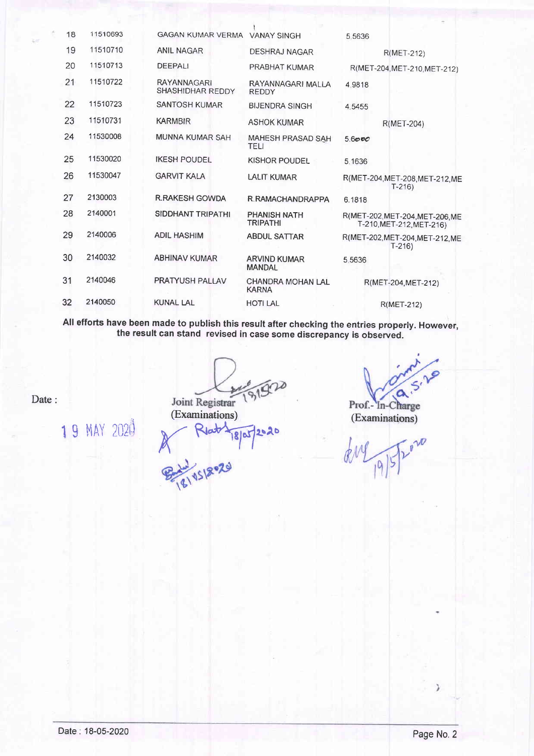| | | | | |
|---|---|---|---|---|
| 18 | 11510693 | GAGAN KUMAR VERMA | VANAY SINGH | 5.5636 |
| 19 | 11510710 | ANIL NAGAR | DESHRAJ NAGAR | R(MET-212) |
| 20 | 11510713 | DEEPALI | PRABHAT KUMAR | R(MET-204,MET-210,MET-212) |
| 21 | 11510722 | RAYANNAGARI SHASHIDHAR REDDY | RAYANNAGARI MALLA REDDY | 4.9818 |
| 22 | 11510723 | SANTOSH KUMAR | BIJENDRA SINGH | 4.5455 |
| 23 | 11510731 | KARMBIR | ASHOK KUMAR | R(MET-204) |
| 24 | 11530008 | MUNNA KUMAR SAH | MAHESH PRASAD SAH TELI | 5.6000 |
| 25 | 11530020 | IKESH POUDEL | KISHOR POUDEL | 5.1636 |
| 26 | 11530047 | GARVIT KALA | LALIT KUMAR | R(MET-204,MET-208,MET-212,MET-216) |
| 27 | 2130003 | R.RAKESH GOWDA | R.RAMACHANDRAPPA | 6.1818 |
| 28 | 2140001 | SIDDHANT TRIPATHI | PHANISH NATH TRIPATHI | R(MET-202,MET-204,MET-206,MET-210,MET-212,MET-216) |
| 29 | 2140006 | ADIL HASHIM | ABDUL SATTAR | R(MET-202,MET-204,MET-212,MET-216) |
| 30 | 2140032 | ABHINAV KUMAR | ARVIND KUMAR MANDAL | 5.5636 |
| 31 | 2140046 | PRATYUSH PALLAV | CHANDRA MOHAN LAL KARNA | R(MET-204,MET-212) |
| 32 | 2140050 | KUNAL LAL | HOTI LAL | R(MET-212) |

**All efforts have been made to publish this result after checking the entries properly. However, the result can stand revised in case some discrepancy is observed.**

Date : 19 MAY 2020

Joint Registrar
(Examinations)

Prof.- In-Charge
(Examinations)

Date : 18-05-2020